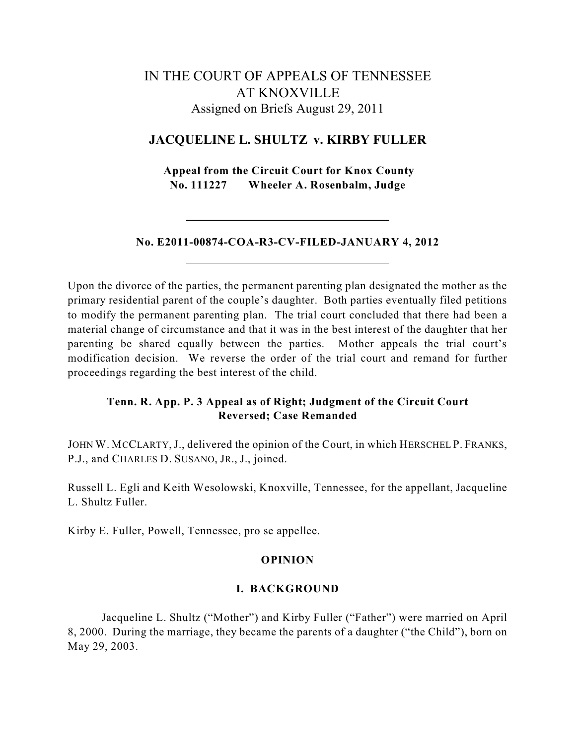# IN THE COURT OF APPEALS OF TENNESSEE AT KNOXVILLE

Assigned on Briefs August 29, 2011

## JACQUELINE L. SHULTZ v. KIRBY FULLER

**Appeal from the Circuit Court for Knox County**
**No. 111227 Wheeler A. Rosenbalm, Judge**

---

**No. E2011-00874-COA-R3-CV-FILED-JANUARY 4, 2012**

---

Upon the divorce of the parties, the permanent parenting plan designated the mother as the primary residential parent of the couple's daughter. Both parties eventually filed petitions to modify the permanent parenting plan. The trial court concluded that there had been a material change of circumstance and that it was in the best interest of the daughter that her parenting be shared equally between the parties. Mother appeals the trial court's modification decision. We reverse the order of the trial court and remand for further proceedings regarding the best interest of the child.

**Tenn. R. App. P. 3 Appeal as of Right; Judgment of the Circuit Court Reversed; Case Remanded**

JOHN W. MCCLARTY, J., delivered the opinion of the Court, in which HERSCHEL P. FRANKS, P.J., and CHARLES D. SUSANO, JR., J., joined.

Russell L. Egli and Keith Wesolowski, Knoxville, Tennessee, for the appellant, Jacqueline L. Shultz Fuller.

Kirby E. Fuller, Powell, Tennessee, pro se appellee.

### OPINION

### I. BACKGROUND

Jacqueline L. Shultz ("Mother") and Kirby Fuller ("Father") were married on April 8, 2000. During the marriage, they became the parents of a daughter ("the Child"), born on May 29, 2003.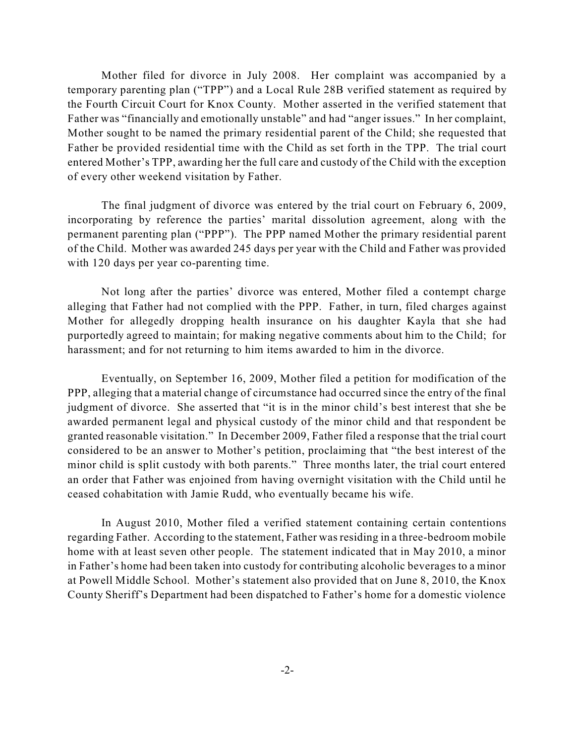Mother filed for divorce in July 2008. Her complaint was accompanied by a temporary parenting plan ("TPP") and a Local Rule 28B verified statement as required by the Fourth Circuit Court for Knox County. Mother asserted in the verified statement that Father was "financially and emotionally unstable" and had "anger issues." In her complaint, Mother sought to be named the primary residential parent of the Child; she requested that Father be provided residential time with the Child as set forth in the TPP. The trial court entered Mother's TPP, awarding her the full care and custody of the Child with the exception of every other weekend visitation by Father.

The final judgment of divorce was entered by the trial court on February 6, 2009, incorporating by reference the parties' marital dissolution agreement, along with the permanent parenting plan ("PPP"). The PPP named Mother the primary residential parent of the Child. Mother was awarded 245 days per year with the Child and Father was provided with 120 days per year co-parenting time.

Not long after the parties' divorce was entered, Mother filed a contempt charge alleging that Father had not complied with the PPP. Father, in turn, filed charges against Mother for allegedly dropping health insurance on his daughter Kayla that she had purportedly agreed to maintain; for making negative comments about him to the Child; for harassment; and for not returning to him items awarded to him in the divorce.

Eventually, on September 16, 2009, Mother filed a petition for modification of the PPP, alleging that a material change of circumstance had occurred since the entry of the final judgment of divorce. She asserted that "it is in the minor child's best interest that she be awarded permanent legal and physical custody of the minor child and that respondent be granted reasonable visitation." In December 2009, Father filed a response that the trial court considered to be an answer to Mother's petition, proclaiming that "the best interest of the minor child is split custody with both parents." Three months later, the trial court entered an order that Father was enjoined from having overnight visitation with the Child until he ceased cohabitation with Jamie Rudd, who eventually became his wife.

In August 2010, Mother filed a verified statement containing certain contentions regarding Father. According to the statement, Father was residing in a three-bedroom mobile home with at least seven other people. The statement indicated that in May 2010, a minor in Father's home had been taken into custody for contributing alcoholic beverages to a minor at Powell Middle School. Mother's statement also provided that on June 8, 2010, the Knox County Sheriff's Department had been dispatched to Father's home for a domestic violence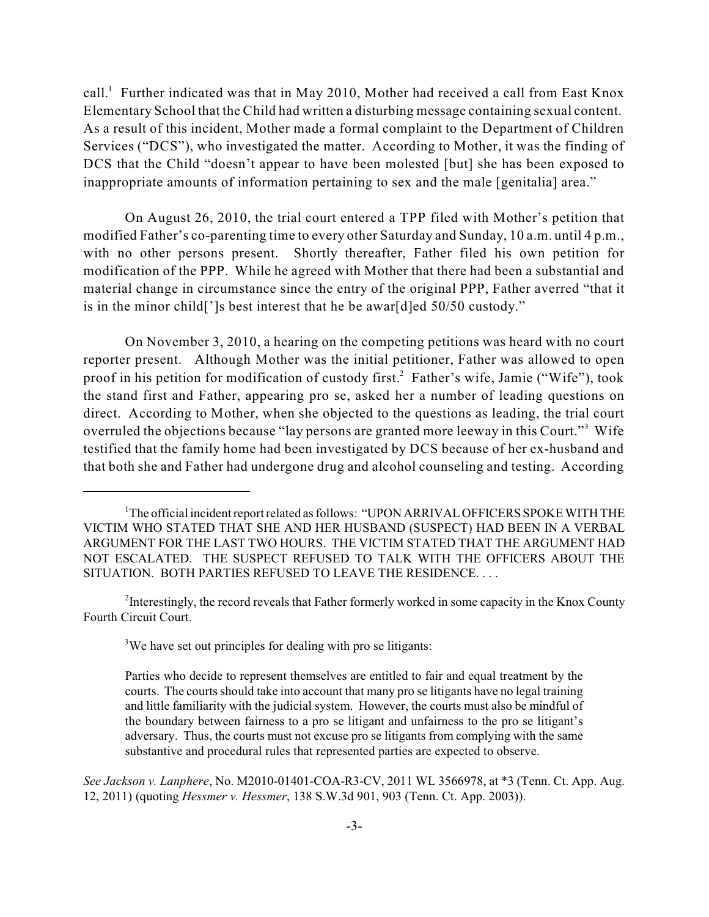call.[1] Further indicated was that in May 2010, Mother had received a call from East Knox Elementary School that the Child had written a disturbing message containing sexual content. As a result of this incident, Mother made a formal complaint to the Department of Children Services ("DCS"), who investigated the matter. According to Mother, it was the finding of DCS that the Child "doesn't appear to have been molested [but] she has been exposed to inappropriate amounts of information pertaining to sex and the male [genitalia] area."

On August 26, 2010, the trial court entered a TPP filed with Mother's petition that modified Father's co-parenting time to every other Saturday and Sunday, 10 a.m. until 4 p.m., with no other persons present. Shortly thereafter, Father filed his own petition for modification of the PPP. While he agreed with Mother that there had been a substantial and material change in circumstance since the entry of the original PPP, Father averred "that it is in the minor child[']s best interest that he be awar[d]ed 50/50 custody."

On November 3, 2010, a hearing on the competing petitions was heard with no court reporter present. Although Mother was the initial petitioner, Father was allowed to open proof in his petition for modification of custody first.[2] Father's wife, Jamie ("Wife"), took the stand first and Father, appearing pro se, asked her a number of leading questions on direct. According to Mother, when she objected to the questions as leading, the trial court overruled the objections because "lay persons are granted more leeway in this Court."[3] Wife testified that the family home had been investigated by DCS because of her ex-husband and that both she and Father had undergone drug and alcohol counseling and testing. According

---

[1] The official incident report related as follows: "UPON ARRIVAL OFFICERS SPOKE WITH THE VICTIM WHO STATED THAT SHE AND HER HUSBAND (SUSPECT) HAD BEEN IN A VERBAL ARGUMENT FOR THE LAST TWO HOURS. THE VICTIM STATED THAT THE ARGUMENT HAD NOT ESCALATED. THE SUSPECT REFUSED TO TALK WITH THE OFFICERS ABOUT THE SITUATION. BOTH PARTIES REFUSED TO LEAVE THE RESIDENCE. . . .

[2] Interestingly, the record reveals that Father formerly worked in some capacity in the Knox County Fourth Circuit Court.

[3] We have set out principles for dealing with pro se litigants:

> Parties who decide to represent themselves are entitled to fair and equal treatment by the courts. The courts should take into account that many pro se litigants have no legal training and little familiarity with the judicial system. However, the courts must also be mindful of the boundary between fairness to a pro se litigant and unfairness to the pro se litigant's adversary. Thus, the courts must not excuse pro se litigants from complying with the same substantive and procedural rules that represented parties are expected to observe.

*See Jackson v. Lanphere*, No. M2010-01401-COA-R3-CV, 2011 WL 3566978, at *3 (Tenn. Ct. App. Aug. 12, 2011) (quoting *Hessmer v. Hessmer*, 138 S.W.3d 901, 903 (Tenn. Ct. App. 2003)).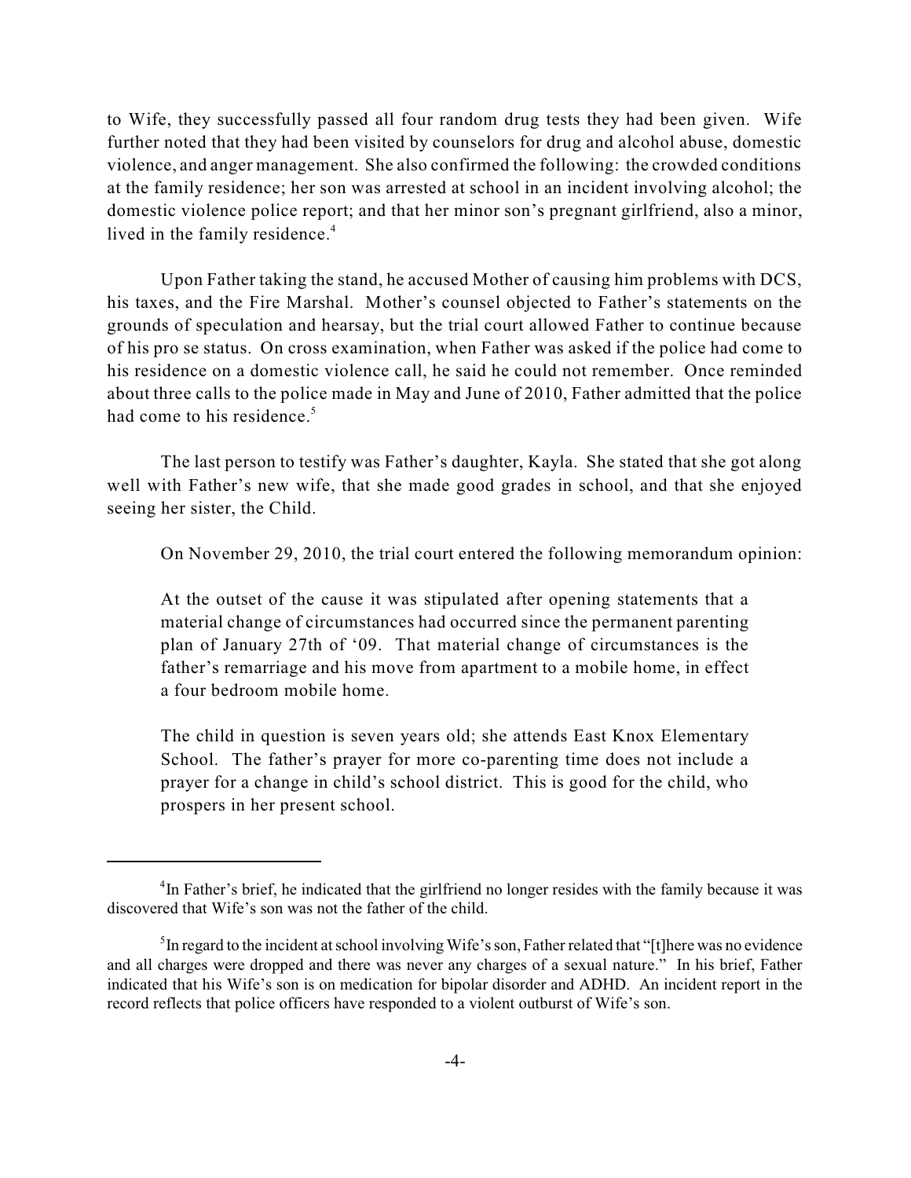to Wife, they successfully passed all four random drug tests they had been given. Wife further noted that they had been visited by counselors for drug and alcohol abuse, domestic violence, and anger management. She also confirmed the following: the crowded conditions at the family residence; her son was arrested at school in an incident involving alcohol; the domestic violence police report; and that her minor son's pregnant girlfriend, also a minor, lived in the family residence.[4]

Upon Father taking the stand, he accused Mother of causing him problems with DCS, his taxes, and the Fire Marshal. Mother's counsel objected to Father's statements on the grounds of speculation and hearsay, but the trial court allowed Father to continue because of his pro se status. On cross examination, when Father was asked if the police had come to his residence on a domestic violence call, he said he could not remember. Once reminded about three calls to the police made in May and June of 2010, Father admitted that the police had come to his residence.[5]

The last person to testify was Father's daughter, Kayla. She stated that she got along well with Father's new wife, that she made good grades in school, and that she enjoyed seeing her sister, the Child.

On November 29, 2010, the trial court entered the following memorandum opinion:

> At the outset of the cause it was stipulated after opening statements that a material change of circumstances had occurred since the permanent parenting plan of January 27th of '09. That material change of circumstances is the father's remarriage and his move from apartment to a mobile home, in effect a four bedroom mobile home.
>
> The child in question is seven years old; she attends East Knox Elementary School. The father's prayer for more co-parenting time does not include a prayer for a change in child's school district. This is good for the child, who prospers in her present school.

---

[4] In Father's brief, he indicated that the girlfriend no longer resides with the family because it was discovered that Wife's son was not the father of the child.

[5] In regard to the incident at school involving Wife's son, Father related that "[t]here was no evidence and all charges were dropped and there was never any charges of a sexual nature." In his brief, Father indicated that his Wife's son is on medication for bipolar disorder and ADHD. An incident report in the record reflects that police officers have responded to a violent outburst of Wife's son.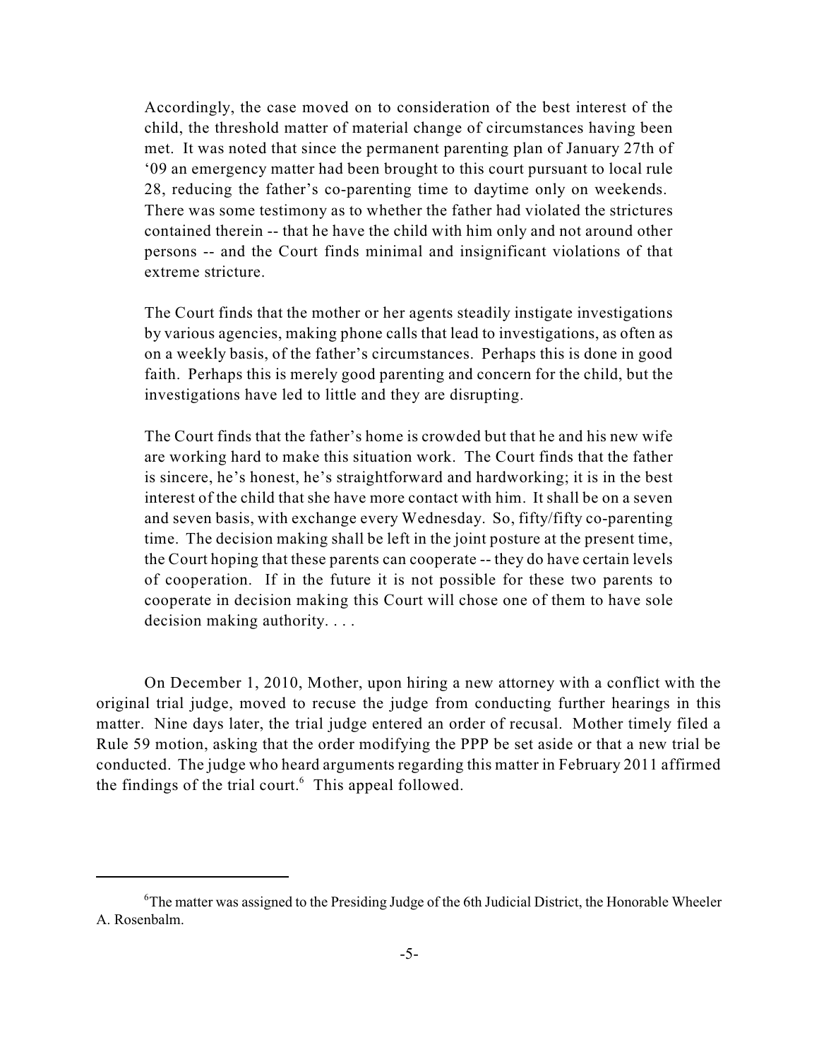> Accordingly, the case moved on to consideration of the best interest of the child, the threshold matter of material change of circumstances having been met. It was noted that since the permanent parenting plan of January 27th of '09 an emergency matter had been brought to this court pursuant to local rule 28, reducing the father's co-parenting time to daytime only on weekends. There was some testimony as to whether the father had violated the strictures contained therein -- that he have the child with him only and not around other persons -- and the Court finds minimal and insignificant violations of that extreme stricture.
>
> The Court finds that the mother or her agents steadily instigate investigations by various agencies, making phone calls that lead to investigations, as often as on a weekly basis, of the father's circumstances. Perhaps this is done in good faith. Perhaps this is merely good parenting and concern for the child, but the investigations have led to little and they are disrupting.
>
> The Court finds that the father's home is crowded but that he and his new wife are working hard to make this situation work. The Court finds that the father is sincere, he's honest, he's straightforward and hardworking; it is in the best interest of the child that she have more contact with him. It shall be on a seven and seven basis, with exchange every Wednesday. So, fifty/fifty co-parenting time. The decision making shall be left in the joint posture at the present time, the Court hoping that these parents can cooperate -- they do have certain levels of cooperation. If in the future it is not possible for these two parents to cooperate in decision making this Court will chose one of them to have sole decision making authority. . . .

On December 1, 2010, Mother, upon hiring a new attorney with a conflict with the original trial judge, moved to recuse the judge from conducting further hearings in this matter. Nine days later, the trial judge entered an order of recusal. Mother timely filed a Rule 59 motion, asking that the order modifying the PPP be set aside or that a new trial be conducted. The judge who heard arguments regarding this matter in February 2011 affirmed the findings of the trial court.[6] This appeal followed.

---

[6] The matter was assigned to the Presiding Judge of the 6th Judicial District, the Honorable Wheeler A. Rosenbalm.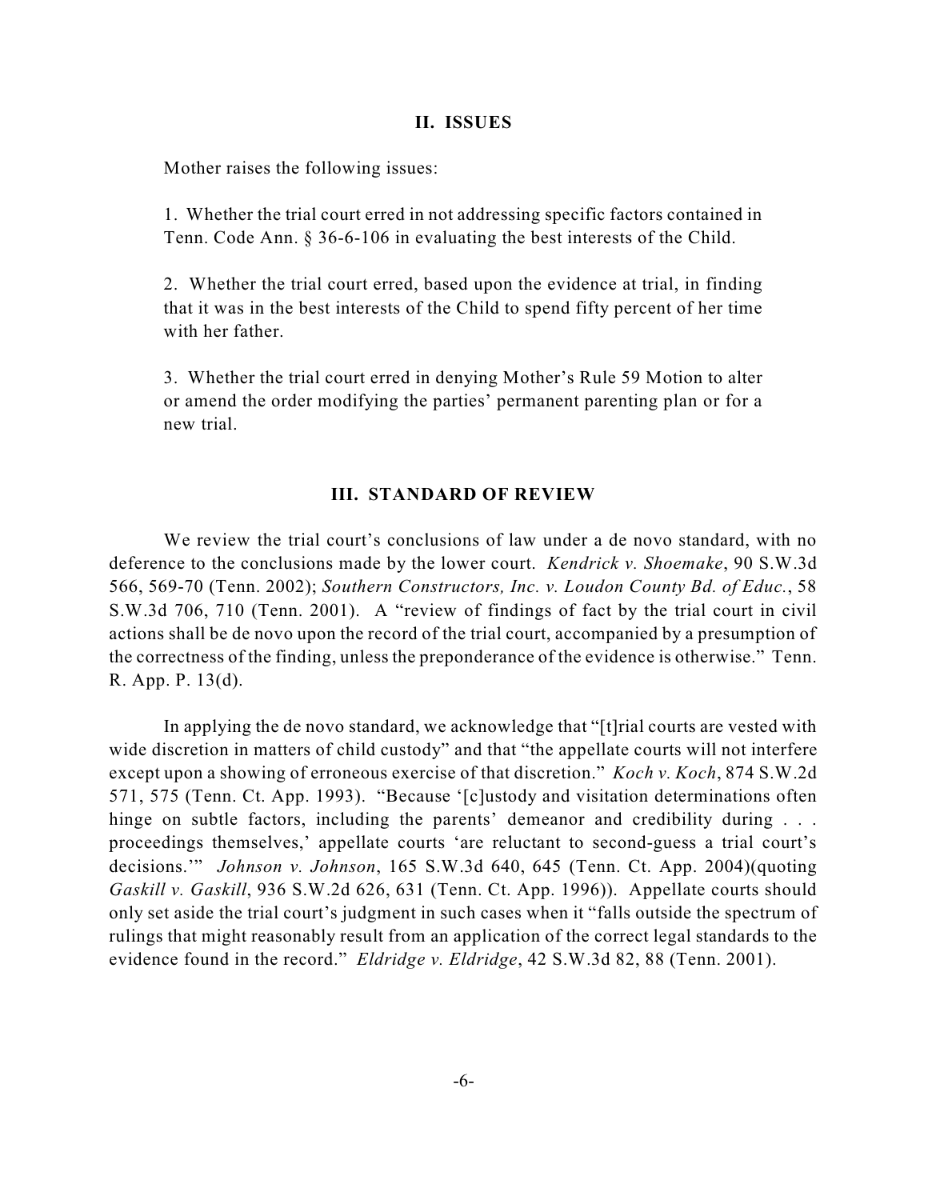## II. ISSUES

Mother raises the following issues:

1. Whether the trial court erred in not addressing specific factors contained in Tenn. Code Ann. § 36-6-106 in evaluating the best interests of the Child.

2. Whether the trial court erred, based upon the evidence at trial, in finding that it was in the best interests of the Child to spend fifty percent of her time with her father.

3. Whether the trial court erred in denying Mother's Rule 59 Motion to alter or amend the order modifying the parties' permanent parenting plan or for a new trial.

## III. STANDARD OF REVIEW

We review the trial court's conclusions of law under a de novo standard, with no deference to the conclusions made by the lower court. *Kendrick v. Shoemake*, 90 S.W.3d 566, 569-70 (Tenn. 2002); *Southern Constructors, Inc. v. Loudon County Bd. of Educ.*, 58 S.W.3d 706, 710 (Tenn. 2001). A "review of findings of fact by the trial court in civil actions shall be de novo upon the record of the trial court, accompanied by a presumption of the correctness of the finding, unless the preponderance of the evidence is otherwise." Tenn. R. App. P. 13(d).

In applying the de novo standard, we acknowledge that "[t]rial courts are vested with wide discretion in matters of child custody" and that "the appellate courts will not interfere except upon a showing of erroneous exercise of that discretion." *Koch v. Koch*, 874 S.W.2d 571, 575 (Tenn. Ct. App. 1993). "Because '[c]ustody and visitation determinations often hinge on subtle factors, including the parents' demeanor and credibility during . . . proceedings themselves,' appellate courts 'are reluctant to second-guess a trial court's decisions.'" *Johnson v. Johnson*, 165 S.W.3d 640, 645 (Tenn. Ct. App. 2004)(quoting *Gaskill v. Gaskill*, 936 S.W.2d 626, 631 (Tenn. Ct. App. 1996)). Appellate courts should only set aside the trial court's judgment in such cases when it "falls outside the spectrum of rulings that might reasonably result from an application of the correct legal standards to the evidence found in the record." *Eldridge v. Eldridge*, 42 S.W.3d 82, 88 (Tenn. 2001).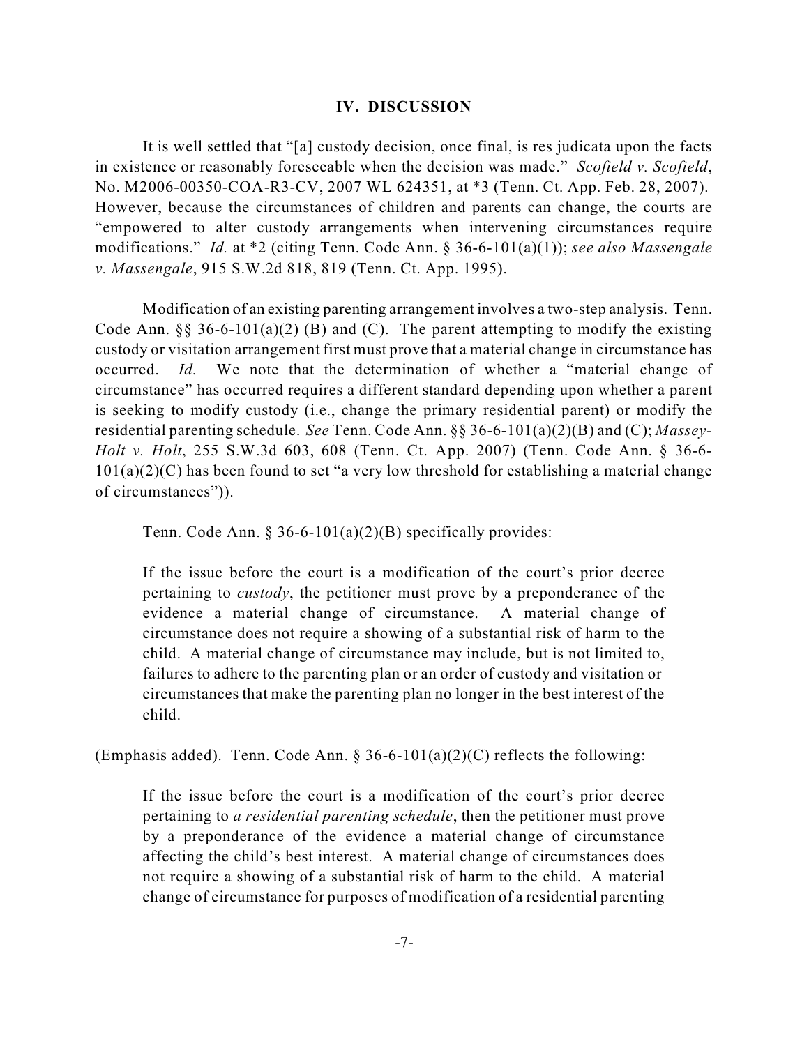## IV. DISCUSSION

It is well settled that "[a] custody decision, once final, is res judicata upon the facts in existence or reasonably foreseeable when the decision was made." *Scofield v. Scofield*, No. M2006-00350-COA-R3-CV, 2007 WL 624351, at *3 (Tenn. Ct. App. Feb. 28, 2007). However, because the circumstances of children and parents can change, the courts are "empowered to alter custody arrangements when intervening circumstances require modifications." *Id.* at *2 (citing Tenn. Code Ann. § 36-6-101(a)(1)); *see also Massengale v. Massengale*, 915 S.W.2d 818, 819 (Tenn. Ct. App. 1995).

Modification of an existing parenting arrangement involves a two-step analysis. Tenn. Code Ann. §§ 36-6-101(a)(2) (B) and (C). The parent attempting to modify the existing custody or visitation arrangement first must prove that a material change in circumstance has occurred. *Id.* We note that the determination of whether a "material change of circumstance" has occurred requires a different standard depending upon whether a parent is seeking to modify custody (i.e., change the primary residential parent) or modify the residential parenting schedule. *See* Tenn. Code Ann. §§ 36-6-101(a)(2)(B) and (C); *Massey-Holt v. Holt*, 255 S.W.3d 603, 608 (Tenn. Ct. App. 2007) (Tenn. Code Ann. § 36-6-101(a)(2)(C) has been found to set "a very low threshold for establishing a material change of circumstances")).

Tenn. Code Ann. § 36-6-101(a)(2)(B) specifically provides:

> If the issue before the court is a modification of the court's prior decree pertaining to *custody*, the petitioner must prove by a preponderance of the evidence a material change of circumstance. A material change of circumstance does not require a showing of a substantial risk of harm to the child. A material change of circumstance may include, but is not limited to, failures to adhere to the parenting plan or an order of custody and visitation or circumstances that make the parenting plan no longer in the best interest of the child.

(Emphasis added). Tenn. Code Ann. § 36-6-101(a)(2)(C) reflects the following:

> If the issue before the court is a modification of the court's prior decree pertaining to *a residential parenting schedule*, then the petitioner must prove by a preponderance of the evidence a material change of circumstance affecting the child's best interest. A material change of circumstances does not require a showing of a substantial risk of harm to the child. A material change of circumstance for purposes of modification of a residential parenting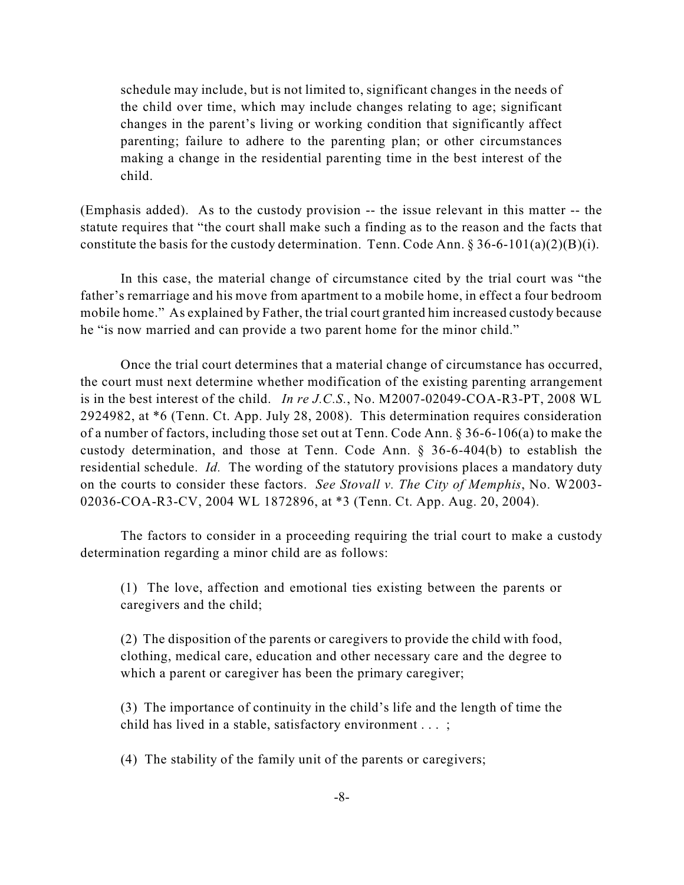schedule may include, but is not limited to, significant changes in the needs of the child over time, which may include changes relating to age; significant changes in the parent's living or working condition that significantly affect parenting; failure to adhere to the parenting plan; or other circumstances making a change in the residential parenting time in the best interest of the child.

(Emphasis added). As to the custody provision -- the issue relevant in this matter -- the statute requires that "the court shall make such a finding as to the reason and the facts that constitute the basis for the custody determination. Tenn. Code Ann. § 36-6-101(a)(2)(B)(i).

In this case, the material change of circumstance cited by the trial court was "the father's remarriage and his move from apartment to a mobile home, in effect a four bedroom mobile home." As explained by Father, the trial court granted him increased custody because he "is now married and can provide a two parent home for the minor child."

Once the trial court determines that a material change of circumstance has occurred, the court must next determine whether modification of the existing parenting arrangement is in the best interest of the child. *In re J.C.S.*, No. M2007-02049-COA-R3-PT, 2008 WL 2924982, at *6 (Tenn. Ct. App. July 28, 2008). This determination requires consideration of a number of factors, including those set out at Tenn. Code Ann. § 36-6-106(a) to make the custody determination, and those at Tenn. Code Ann. § 36-6-404(b) to establish the residential schedule. *Id.* The wording of the statutory provisions places a mandatory duty on the courts to consider these factors. *See Stovall v. The City of Memphis*, No. W2003-02036-COA-R3-CV, 2004 WL 1872896, at *3 (Tenn. Ct. App. Aug. 20, 2004).

The factors to consider in a proceeding requiring the trial court to make a custody determination regarding a minor child are as follows:

(1) The love, affection and emotional ties existing between the parents or caregivers and the child;

(2) The disposition of the parents or caregivers to provide the child with food, clothing, medical care, education and other necessary care and the degree to which a parent or caregiver has been the primary caregiver;

(3) The importance of continuity in the child's life and the length of time the child has lived in a stable, satisfactory environment . . . ;

(4) The stability of the family unit of the parents or caregivers;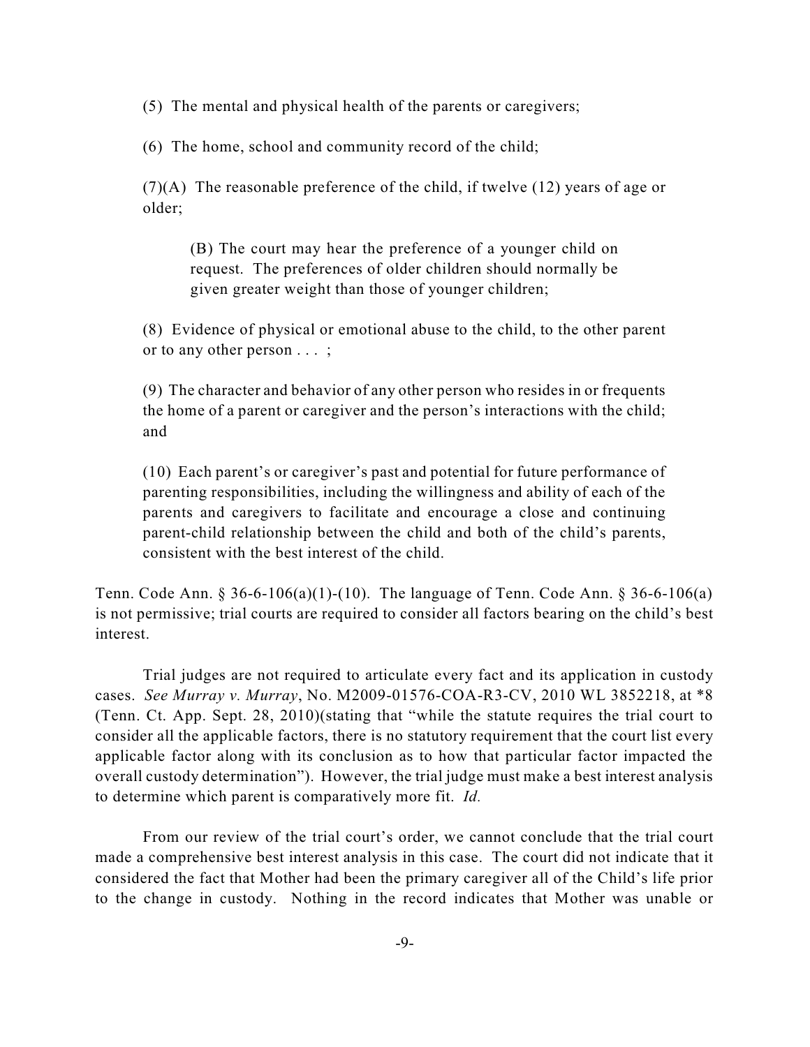(5) The mental and physical health of the parents or caregivers;

(6) The home, school and community record of the child;

(7)(A) The reasonable preference of the child, if twelve (12) years of age or older;

> (B) The court may hear the preference of a younger child on request. The preferences of older children should normally be given greater weight than those of younger children;

(8) Evidence of physical or emotional abuse to the child, to the other parent or to any other person . . . ;

(9) The character and behavior of any other person who resides in or frequents the home of a parent or caregiver and the person's interactions with the child; and

(10) Each parent's or caregiver's past and potential for future performance of parenting responsibilities, including the willingness and ability of each of the parents and caregivers to facilitate and encourage a close and continuing parent-child relationship between the child and both of the child's parents, consistent with the best interest of the child.

Tenn. Code Ann. § 36-6-106(a)(1)-(10). The language of Tenn. Code Ann. § 36-6-106(a) is not permissive; trial courts are required to consider all factors bearing on the child's best interest.

Trial judges are not required to articulate every fact and its application in custody cases. *See Murray v. Murray*, No. M2009-01576-COA-R3-CV, 2010 WL 3852218, at *8 (Tenn. Ct. App. Sept. 28, 2010)(stating that "while the statute requires the trial court to consider all the applicable factors, there is no statutory requirement that the court list every applicable factor along with its conclusion as to how that particular factor impacted the overall custody determination"). However, the trial judge must make a best interest analysis to determine which parent is comparatively more fit. *Id.*

From our review of the trial court's order, we cannot conclude that the trial court made a comprehensive best interest analysis in this case. The court did not indicate that it considered the fact that Mother had been the primary caregiver all of the Child's life prior to the change in custody. Nothing in the record indicates that Mother was unable or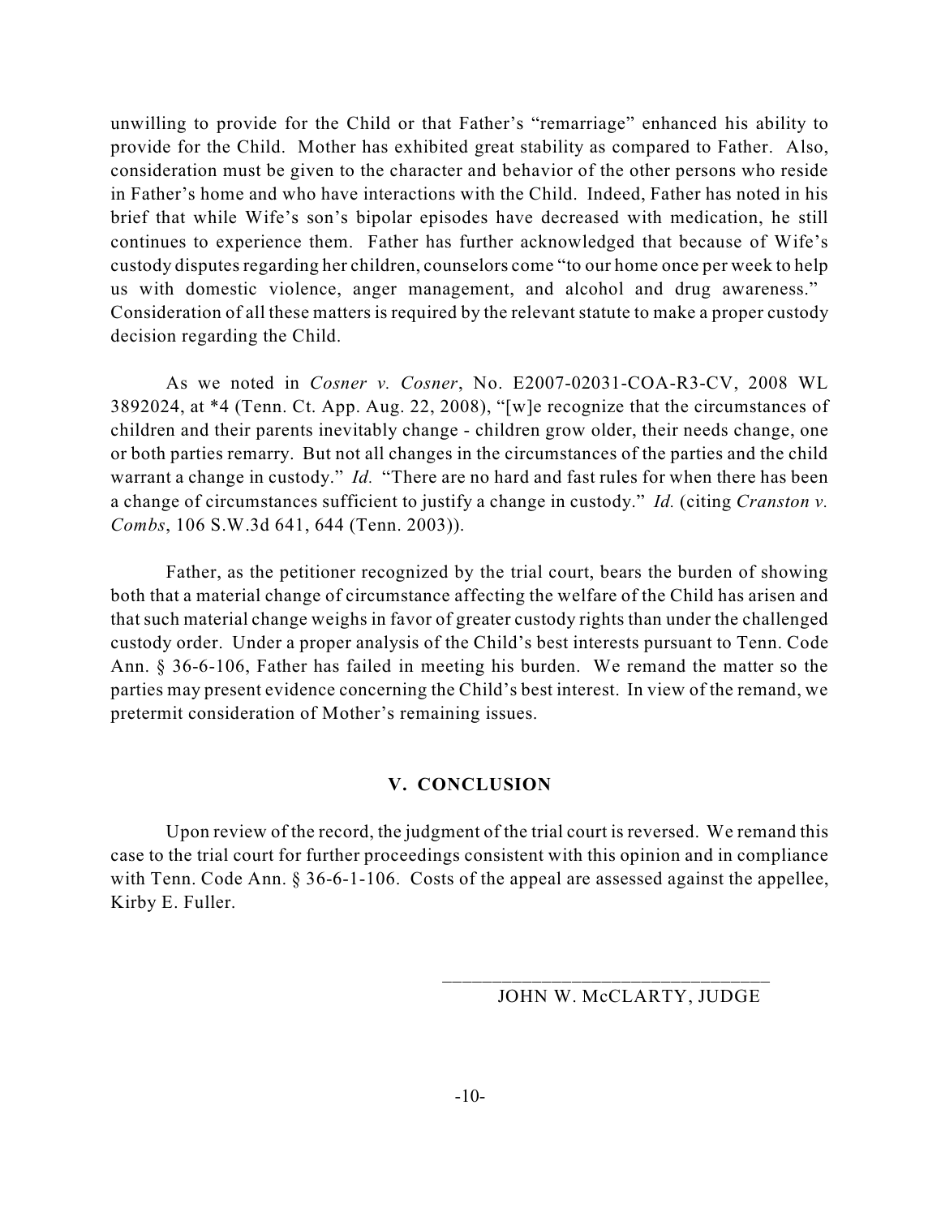unwilling to provide for the Child or that Father's "remarriage" enhanced his ability to provide for the Child. Mother has exhibited great stability as compared to Father. Also, consideration must be given to the character and behavior of the other persons who reside in Father's home and who have interactions with the Child. Indeed, Father has noted in his brief that while Wife's son's bipolar episodes have decreased with medication, he still continues to experience them. Father has further acknowledged that because of Wife's custody disputes regarding her children, counselors come "to our home once per week to help us with domestic violence, anger management, and alcohol and drug awareness." Consideration of all these matters is required by the relevant statute to make a proper custody decision regarding the Child.

As we noted in *Cosner v. Cosner*, No. E2007-02031-COA-R3-CV, 2008 WL 3892024, at *4 (Tenn. Ct. App. Aug. 22, 2008), "[w]e recognize that the circumstances of children and their parents inevitably change - children grow older, their needs change, one or both parties remarry. But not all changes in the circumstances of the parties and the child warrant a change in custody." *Id.* "There are no hard and fast rules for when there has been a change of circumstances sufficient to justify a change in custody." *Id.* (citing *Cranston v. Combs*, 106 S.W.3d 641, 644 (Tenn. 2003)).

Father, as the petitioner recognized by the trial court, bears the burden of showing both that a material change of circumstance affecting the welfare of the Child has arisen and that such material change weighs in favor of greater custody rights than under the challenged custody order. Under a proper analysis of the Child's best interests pursuant to Tenn. Code Ann. § 36-6-106, Father has failed in meeting his burden. We remand the matter so the parties may present evidence concerning the Child's best interest. In view of the remand, we pretermit consideration of Mother's remaining issues.

## V. CONCLUSION

Upon review of the record, the judgment of the trial court is reversed. We remand this case to the trial court for further proceedings consistent with this opinion and in compliance with Tenn. Code Ann. § 36-6-1-106. Costs of the appeal are assessed against the appellee, Kirby E. Fuller.

\_\_\_\_\_\_\_\_\_\_\_\_\_\_\_\_\_\_\_\_\_\_\_\_\_\_\_\_\_\_\_\_\_\_\_

JOHN W. McCLARTY, JUDGE